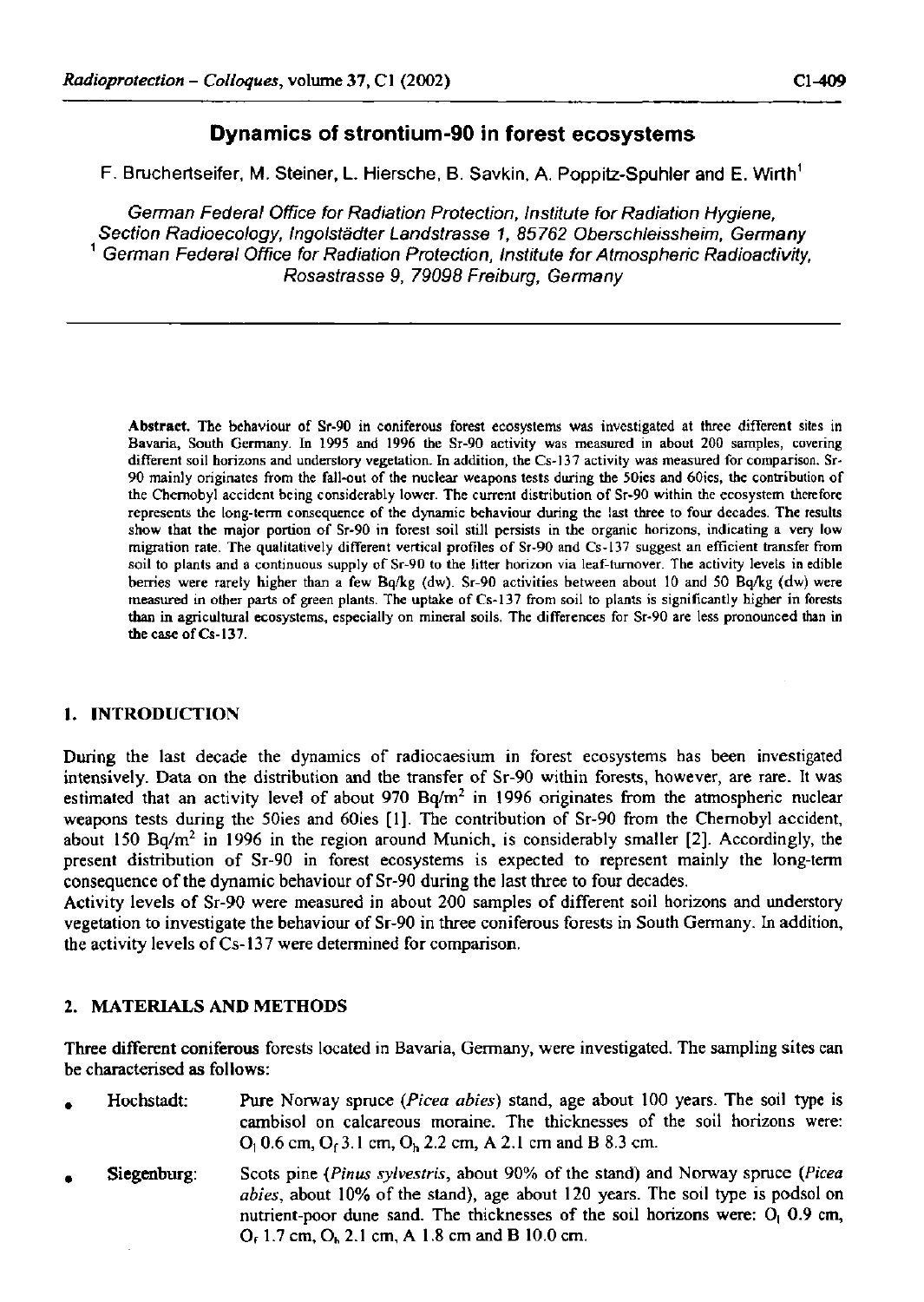# Dynamics of strontium-90 in forest ecosystems

F. Bruchertseifer, M. Steiner, L. Hiersche, B. Savkin, A. Poppitz-Spuhler and E. Wirth[1]

*German Federal Office for Radiation Protection, Institute for Radiation Hygiene, Section Radioecology, Ingolstädter Landstrasse 1, 85762 Oberschleissheim, Germany*
[1] *German Federal Office for Radiation Protection, Institute for Atmospheric Radioactivity, Rosastrasse 9, 79098 Freiburg, Germany*

**Abstract.** The behaviour of Sr-90 in coniferous forest ecosystems was investigated at three different sites in Bavaria, South Germany. In 1995 and 1996 the Sr-90 activity was measured in about 200 samples, covering different soil horizons and understory vegetation. In addition, the Cs-137 activity was measured for comparison. Sr-90 mainly originates from the fall-out of the nuclear weapons tests during the 50ies and 60ies, the contribution of the Chernobyl accident being considerably lower. The current distribution of Sr-90 within the ecosystem therefore represents the long-term consequence of the dynamic behaviour during the last three to four decades. The results show that the major portion of Sr-90 in forest soil still persists in the organic horizons, indicating a very low migration rate. The qualitatively different vertical profiles of Sr-90 and Cs-137 suggest an efficient transfer from soil to plants and a continuous supply of Sr-90 to the litter horizon via leaf-turnover. The activity levels in edible berries were rarely higher than a few Bq/kg (dw). Sr-90 activities between about 10 and 50 Bq/kg (dw) were measured in other parts of green plants. The uptake of Cs-137 from soil to plants is significantly higher in forests than in agricultural ecosystems, especially on mineral soils. The differences for Sr-90 are less pronounced than in the case of Cs-137.

## 1. INTRODUCTION

During the last decade the dynamics of radiocaesium in forest ecosystems has been investigated intensively. Data on the distribution and the transfer of Sr-90 within forests, however, are rare. It was estimated that an activity level of about 970 Bq/m$^2$ in 1996 originates from the atmospheric nuclear weapons tests during the 50ies and 60ies [1]. The contribution of Sr-90 from the Chernobyl accident, about 150 Bq/m$^2$ in 1996 in the region around Munich, is considerably smaller [2]. Accordingly, the present distribution of Sr-90 in forest ecosystems is expected to represent mainly the long-term consequence of the dynamic behaviour of Sr-90 during the last three to four decades.

Activity levels of Sr-90 were measured in about 200 samples of different soil horizons and understory vegetation to investigate the behaviour of Sr-90 in three coniferous forests in South Germany. In addition, the activity levels of Cs-137 were determined for comparison.

## 2. MATERIALS AND METHODS

Three different coniferous forests located in Bavaria, Germany, were investigated. The sampling sites can be characterised as follows:

- Hochstadt: Pure Norway spruce (*Picea abies*) stand, age about 100 years. The soil type is cambisol on calcareous moraine. The thicknesses of the soil horizons were: $O_l$ 0.6 cm, $O_f$ 3.1 cm, $O_h$ 2.2 cm, A 2.1 cm and B 8.3 cm.
- Siegenburg: Scots pine (*Pinus sylvestris*, about 90% of the stand) and Norway spruce (*Picea abies*, about 10% of the stand), age about 120 years. The soil type is podsol on nutrient-poor dune sand. The thicknesses of the soil horizons were: $O_l$ 0.9 cm, $O_f$ 1.7 cm, $O_h$ 2.1 cm, A 1.8 cm and B 10.0 cm.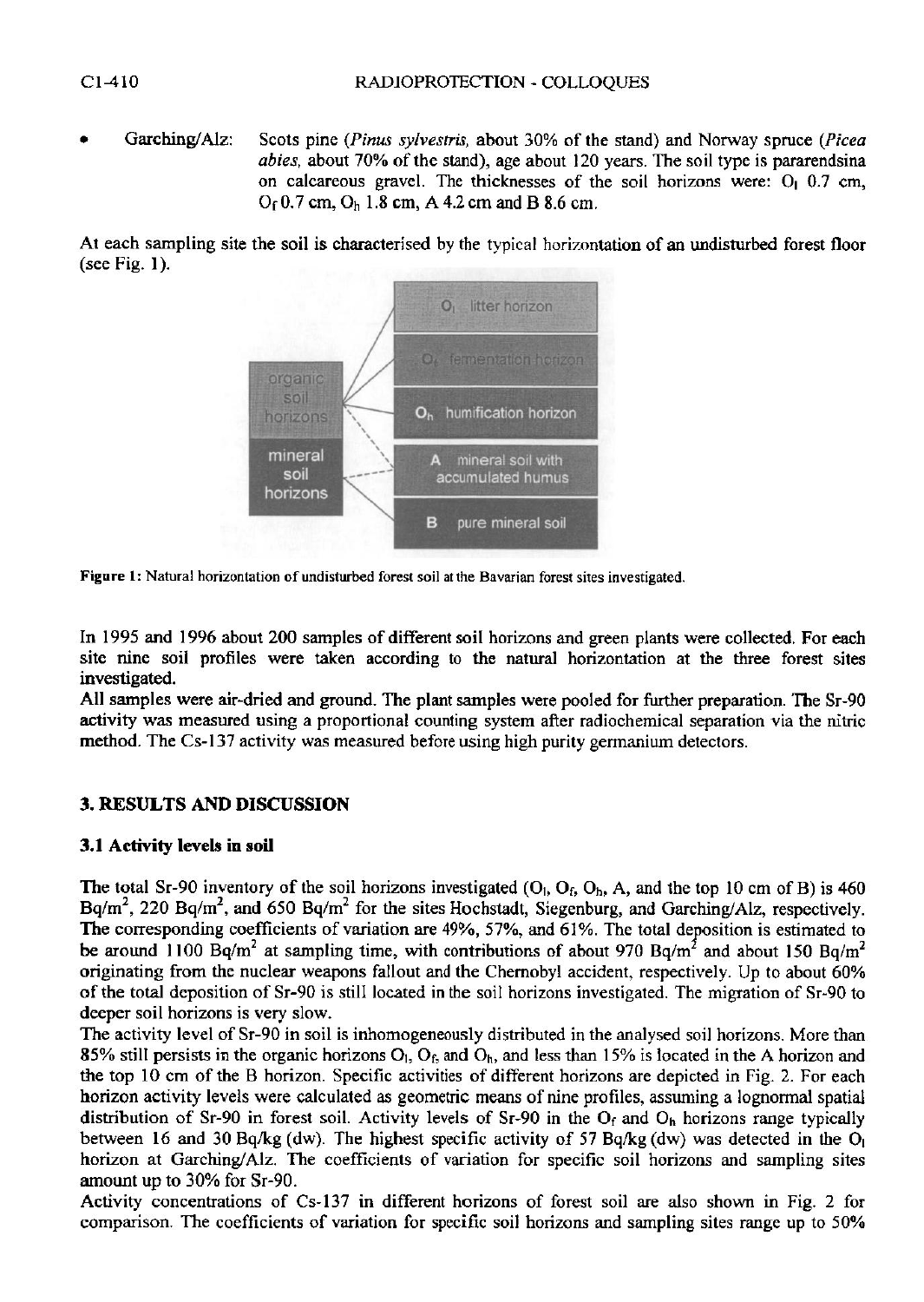- Garching/Alz: Scots pine (*Pinus sylvestris*, about 30% of the stand) and Norway spruce (*Picea abies*, about 70% of the stand), age about 120 years. The soil type is pararendsina on calcareous gravel. The thicknesses of the soil horizons were: $O_l$ 0.7 cm, $O_f$ 0.7 cm, $O_h$ 1.8 cm, A 4.2 cm and B 8.6 cm.

At each sampling site the soil is characterised by the typical horizontation of an undisturbed forest floor (see Fig. 1).

**Figure 1:** Natural horizontation of undisturbed forest soil at the Bavarian forest sites investigated.

In 1995 and 1996 about 200 samples of different soil horizons and green plants were collected. For each site nine soil profiles were taken according to the natural horizontation at the three forest sites investigated.

All samples were air-dried and ground. The plant samples were pooled for further preparation. The Sr-90 activity was measured using a proportional counting system after radiochemical separation via the nitric method. The Cs-137 activity was measured before using high purity germanium detectors.

## 3. RESULTS AND DISCUSSION

### 3.1 Activity levels in soil

The total Sr-90 inventory of the soil horizons investigated ($O_l$, $O_f$, $O_h$, A, and the top 10 cm of B) is 460 $Bq/m^2$, 220 $Bq/m^2$, and 650 $Bq/m^2$ for the sites Hochstadt, Siegenburg, and Garching/Alz, respectively. The corresponding coefficients of variation are 49%, 57%, and 61%. The total deposition is estimated to be around 1100 $Bq/m^2$ at sampling time, with contributions of about 970 $Bq/m^2$ and about 150 $Bq/m^2$ originating from the nuclear weapons fallout and the Chernobyl accident, respectively. Up to about 60% of the total deposition of Sr-90 is still located in the soil horizons investigated. The migration of Sr-90 to deeper soil horizons is very slow.

The activity level of Sr-90 in soil is inhomogeneously distributed in the analysed soil horizons. More than 85% still persists in the organic horizons $O_l$, $O_f$, and $O_h$, and less than 15% is located in the A horizon and the top 10 cm of the B horizon. Specific activities of different horizons are depicted in Fig. 2. For each horizon activity levels were calculated as geometric means of nine profiles, assuming a lognormal spatial distribution of Sr-90 in forest soil. Activity levels of Sr-90 in the $O_f$ and $O_h$ horizons range typically between 16 and 30 Bq/kg (dw). The highest specific activity of 57 Bq/kg (dw) was detected in the $O_l$ horizon at Garching/Alz. The coefficients of variation for specific soil horizons and sampling sites amount up to 30% for Sr-90.

Activity concentrations of Cs-137 in different horizons of forest soil are also shown in Fig. 2 for comparison. The coefficients of variation for specific soil horizons and sampling sites range up to 50%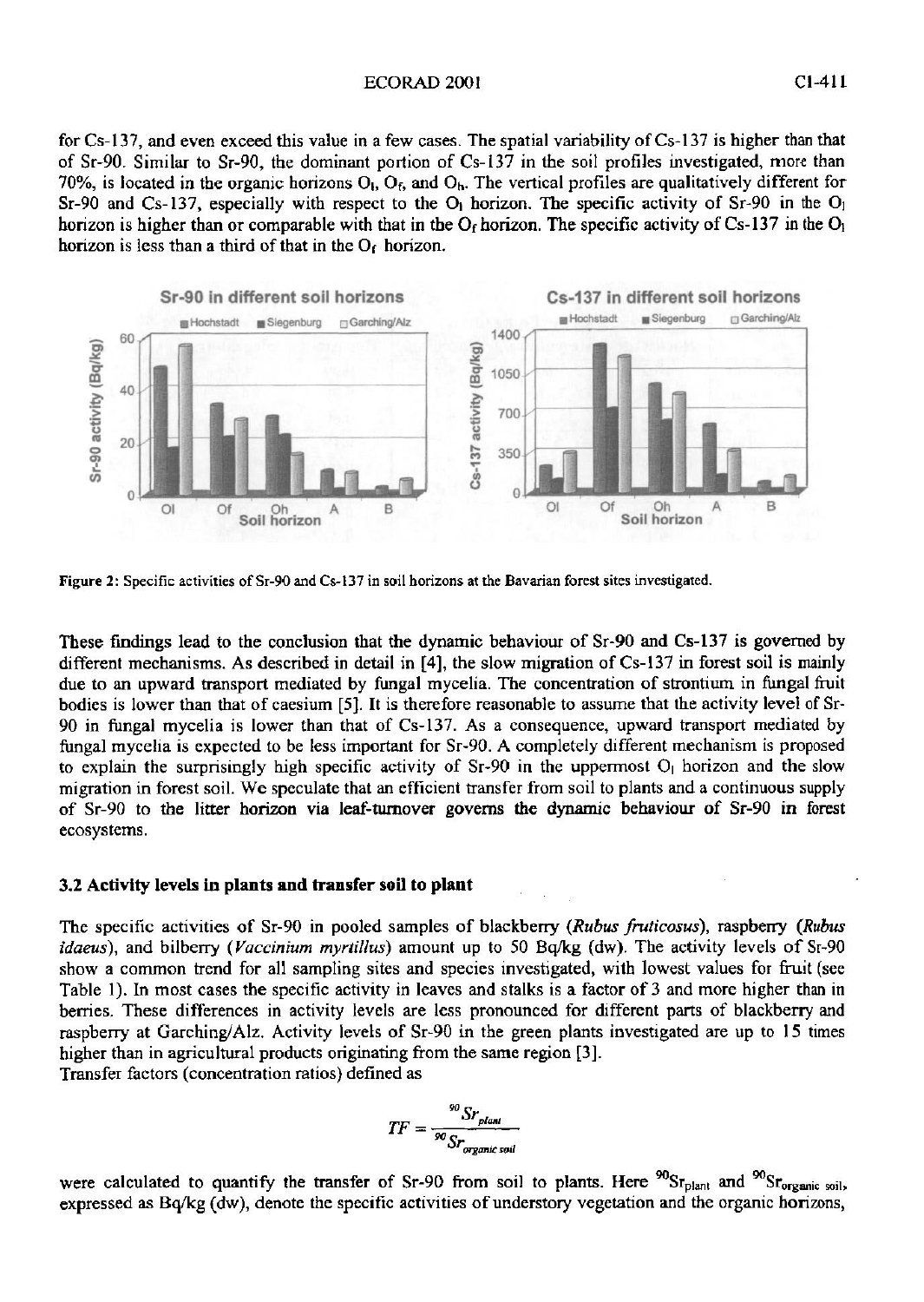for Cs-137, and even exceed this value in a few cases. The spatial variability of Cs-137 is higher than that of Sr-90. Similar to Sr-90, the dominant portion of Cs-137 in the soil profiles investigated, more than 70%, is located in the organic horizons $O_l$, $O_f$, and $O_h$. The vertical profiles are qualitatively different for Sr-90 and Cs-137, especially with respect to the $O_l$ horizon. The specific activity of Sr-90 in the $O_l$ horizon is higher than or comparable with that in the $O_f$ horizon. The specific activity of Cs-137 in the $O_l$ horizon is less than a third of that in the $O_f$ horizon.

**Figure 2:** Specific activities of Sr-90 and Cs-137 in soil horizons at the Bavarian forest sites investigated.

These findings lead to the conclusion that the dynamic behaviour of Sr-90 and Cs-137 is governed by different mechanisms. As described in detail in [4], the slow migration of Cs-137 in forest soil is mainly due to an upward transport mediated by fungal mycelia. The concentration of strontium in fungal fruit bodies is lower than that of caesium [5]. It is therefore reasonable to assume that the activity level of Sr-90 in fungal mycelia is lower than that of Cs-137. As a consequence, upward transport mediated by fungal mycelia is expected to be less important for Sr-90. A completely different mechanism is proposed to explain the surprisingly high specific activity of Sr-90 in the uppermost $O_l$ horizon and the slow migration in forest soil. We speculate that an efficient transfer from soil to plants and a continuous supply of Sr-90 to the litter horizon via leaf-turnover governs the dynamic behaviour of Sr-90 in forest ecosystems.

### 3.2 Activity levels in plants and transfer soil to plant

The specific activities of Sr-90 in pooled samples of blackberry (*Rubus fruticosus*), raspberry (*Rubus idaeus*), and bilberry (*Vaccinium myrtillus*) amount up to 50 Bq/kg (dw). The activity levels of Sr-90 show a common trend for all sampling sites and species investigated, with lowest values for fruit (see Table 1). In most cases the specific activity in leaves and stalks is a factor of 3 and more higher than in berries. These differences in activity levels are less pronounced for different parts of blackberry and raspberry at Garching/Alz. Activity levels of Sr-90 in the green plants investigated are up to 15 times higher than in agricultural products originating from the same region [3].

Transfer factors (concentration ratios) defined as

$$TF = \frac{^{90}Sr_{plant}}{^{90}Sr_{organic\ soil}}$$

were calculated to quantify the transfer of Sr-90 from soil to plants. Here $^{90}Sr_{plant}$ and $^{90}Sr_{organic\ soil}$, expressed as Bq/kg (dw), denote the specific activities of understory vegetation and the organic horizons,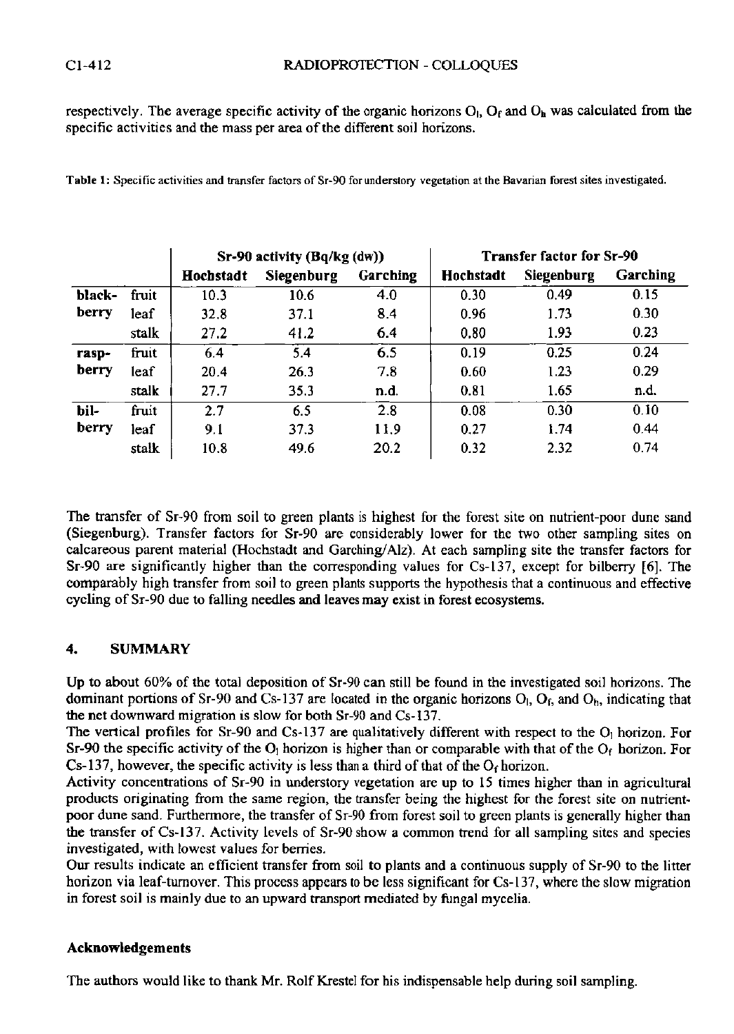respectively. The average specific activity of the organic horizons $O_l$, $O_f$ and $O_h$ was calculated from the specific activities and the mass per area of the different soil horizons.

**Table 1:** Specific activities and transfer factors of Sr-90 for understory vegetation at the Bavarian forest sites investigated.

| | | Sr-90 activity (Bq/kg (dw)) | | | Transfer factor for Sr-90 | | |
|---|---|---|---|---|---|---|---|
| | | **Hochstadt** | **Siegenburg** | **Garching** | **Hochstadt** | **Siegenburg** | **Garching** |
| **black-berry** | fruit | 10.3 | 10.6 | 4.0 | 0.30 | 0.49 | 0.15 |
| | leaf | 32.8 | 37.1 | 8.4 | 0.96 | 1.73 | 0.30 |
| | stalk | 27.2 | 41.2 | 6.4 | 0.80 | 1.93 | 0.23 |
| **rasp-berry** | fruit | 6.4 | 5.4 | 6.5 | 0.19 | 0.25 | 0.24 |
| | leaf | 20.4 | 26.3 | 7.8 | 0.60 | 1.23 | 0.29 |
| | stalk | 27.7 | 35.3 | n.d. | 0.81 | 1.65 | n.d. |
| **bil-berry** | fruit | 2.7 | 6.5 | 2.8 | 0.08 | 0.30 | 0.10 |
| | leaf | 9.1 | 37.3 | 11.9 | 0.27 | 1.74 | 0.44 |
| | stalk | 10.8 | 49.6 | 20.2 | 0.32 | 2.32 | 0.74 |

The transfer of Sr-90 from soil to green plants is highest for the forest site on nutrient-poor dune sand (Siegenburg). Transfer factors for Sr-90 are considerably lower for the two other sampling sites on calcareous parent material (Hochstadt and Garching/Alz). At each sampling site the transfer factors for Sr-90 are significantly higher than the corresponding values for Cs-137, except for bilberry [6]. The comparably high transfer from soil to green plants supports the hypothesis that a continuous and effective cycling of Sr-90 due to falling needles and leaves may exist in forest ecosystems.

## 4. SUMMARY

Up to about 60% of the total deposition of Sr-90 can still be found in the investigated soil horizons. The dominant portions of Sr-90 and Cs-137 are located in the organic horizons $O_l$, $O_f$, and $O_h$, indicating that the net downward migration is slow for both Sr-90 and Cs-137.

The vertical profiles for Sr-90 and Cs-137 are qualitatively different with respect to the $O_l$ horizon. For Sr-90 the specific activity of the $O_l$ horizon is higher than or comparable with that of the $O_f$ horizon. For Cs-137, however, the specific activity is less than a third of that of the $O_f$ horizon.

Activity concentrations of Sr-90 in understory vegetation are up to 15 times higher than in agricultural products originating from the same region, the transfer being the highest for the forest site on nutrient-poor dune sand. Furthermore, the transfer of Sr-90 from forest soil to green plants is generally higher than the transfer of Cs-137. Activity levels of Sr-90 show a common trend for all sampling sites and species investigated, with lowest values for berries.

Our results indicate an efficient transfer from soil to plants and a continuous supply of Sr-90 to the litter horizon via leaf-turnover. This process appears to be less significant for Cs-137, where the slow migration in forest soil is mainly due to an upward transport mediated by fungal mycelia.

### Acknowledgements

The authors would like to thank Mr. Rolf Krestel for his indispensable help during soil sampling.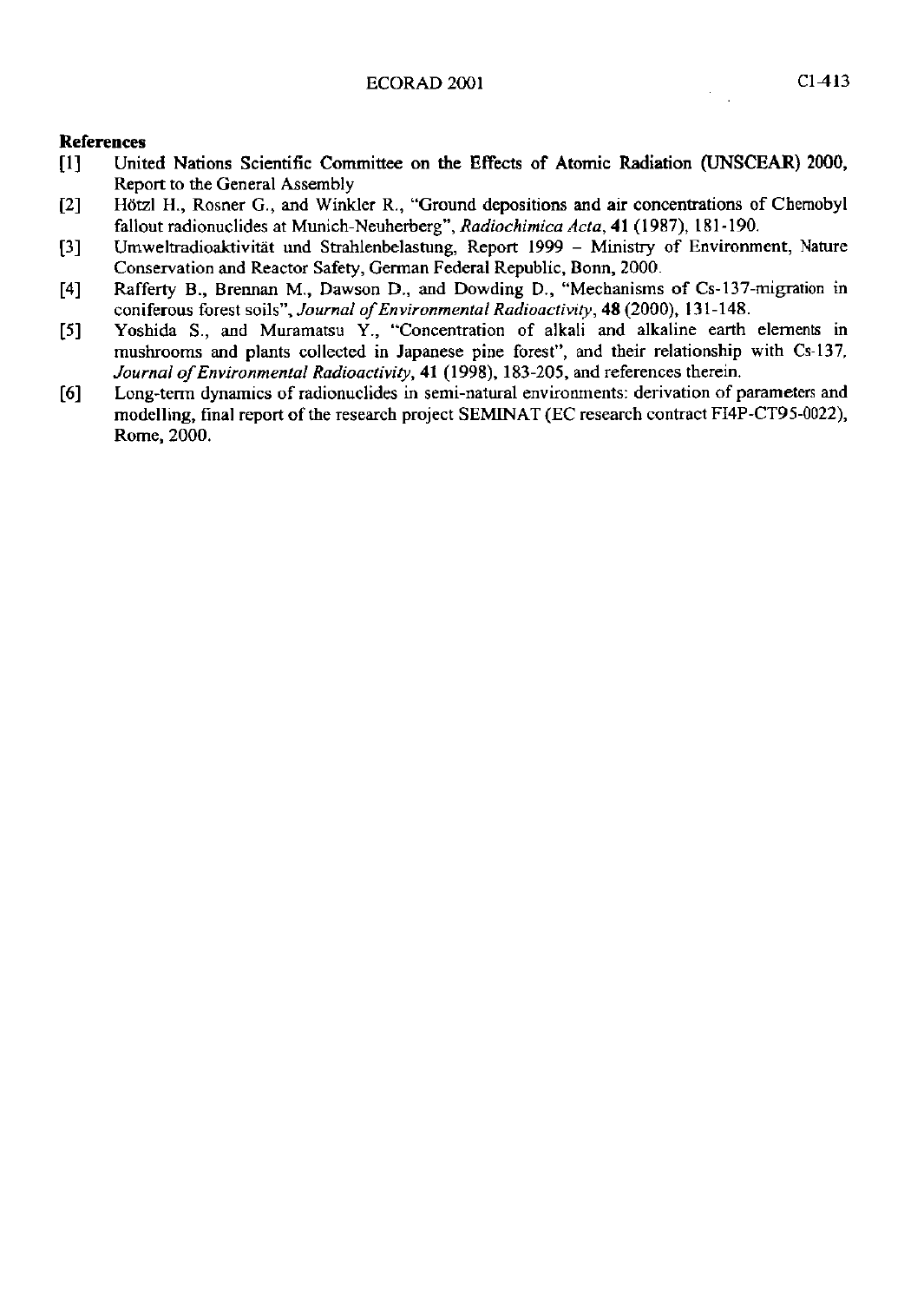**References**

[1] United Nations Scientific Committee on the Effects of Atomic Radiation (UNSCEAR) 2000, Report to the General Assembly

[2] Hötzl H., Rosner G., and Winkler R., "Ground depositions and air concentrations of Chernobyl fallout radionuclides at Munich-Neuherberg", *Radiochimica Acta*, **41** (1987), 181-190.

[3] Umweltradioaktivität und Strahlenbelastung, Report 1999 – Ministry of Environment, Nature Conservation and Reactor Safety, German Federal Republic, Bonn, 2000.

[4] Rafferty B., Brennan M., Dawson D., and Dowding D., "Mechanisms of Cs-137-migration in coniferous forest soils", *Journal of Environmental Radioactivity*, **48** (2000), 131-148.

[5] Yoshida S., and Muramatsu Y., "Concentration of alkali and alkaline earth elements in mushrooms and plants collected in Japanese pine forest", and their relationship with Cs-137, *Journal of Environmental Radioactivity*, **41** (1998), 183-205, and references therein.

[6] Long-term dynamics of radionuclides in semi-natural environments: derivation of parameters and modelling, final report of the research project SEMINAT (EC research contract FI4P-CT95-0022), Rome, 2000.